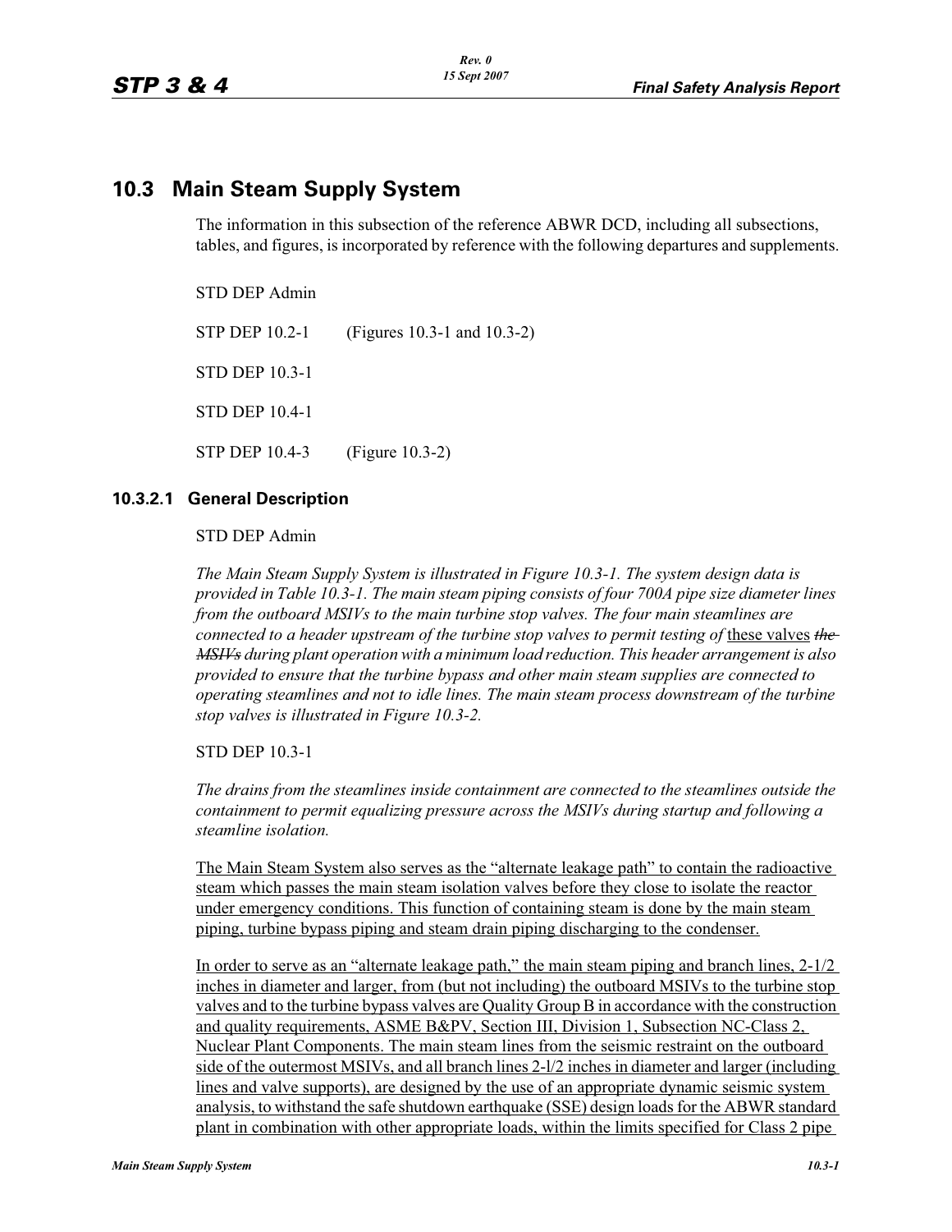# 10.3 Main Steam Supply System

The information in this subsection of the reference ABWR DCD, including all subsections, tables, and figures, is incorporated by reference with the following departures and supplements.

STD DEP Admin

STP DEP 10.2-1 (Figures 10.3-1 and 10.3-2)

STD DEP 10.3-1

STD DEP 10.4-1

STP DEP 10.4-3 (Figure 10.3-2)

### 10.3.2.1 General Description

STD DEP Admin

*The Main Steam Supply System is illustrated in Figure 10.3-1. The system design data is provided in Table 10.3-1. The main steam piping consists of four 700A pipe size diameter lines from the outboard MSIVs to the main turbine stop valves. The four main steamlines are connected to a header upstream of the turbine stop valves to permit testing of* <u>these valves</u> ~~*the MSIVs*~~ *during plant operation with a minimum load reduction. This header arrangement is also provided to ensure that the turbine bypass and other main steam supplies are connected to operating steamlines and not to idle lines. The main steam process downstream of the turbine stop valves is illustrated in Figure 10.3-2.*

STD DEP 10.3-1

*The drains from the steamlines inside containment are connected to the steamlines outside the containment to permit equalizing pressure across the MSIVs during startup and following a steamline isolation.*

<u>The Main Steam System also serves as the "alternate leakage path" to contain the radioactive steam which passes the main steam isolation valves before they close to isolate the reactor under emergency conditions. This function of containing steam is done by the main steam piping, turbine bypass piping and steam drain piping discharging to the condenser.</u>

<u>In order to serve as an "alternate leakage path," the main steam piping and branch lines, 2-1/2 inches in diameter and larger, from (but not including) the outboard MSIVs to the turbine stop valves and to the turbine bypass valves are Quality Group B in accordance with the construction and quality requirements, ASME B&PV, Section III, Division 1, Subsection NC-Class 2, Nuclear Plant Components. The main steam lines from the seismic restraint on the outboard side of the outermost MSIVs, and all branch lines 2-l/2 inches in diameter and larger (including lines and valve supports), are designed by the use of an appropriate dynamic seismic system analysis, to withstand the safe shutdown earthquake (SSE) design loads for the ABWR standard plant in combination with other appropriate loads, within the limits specified for Class 2 pipe</u>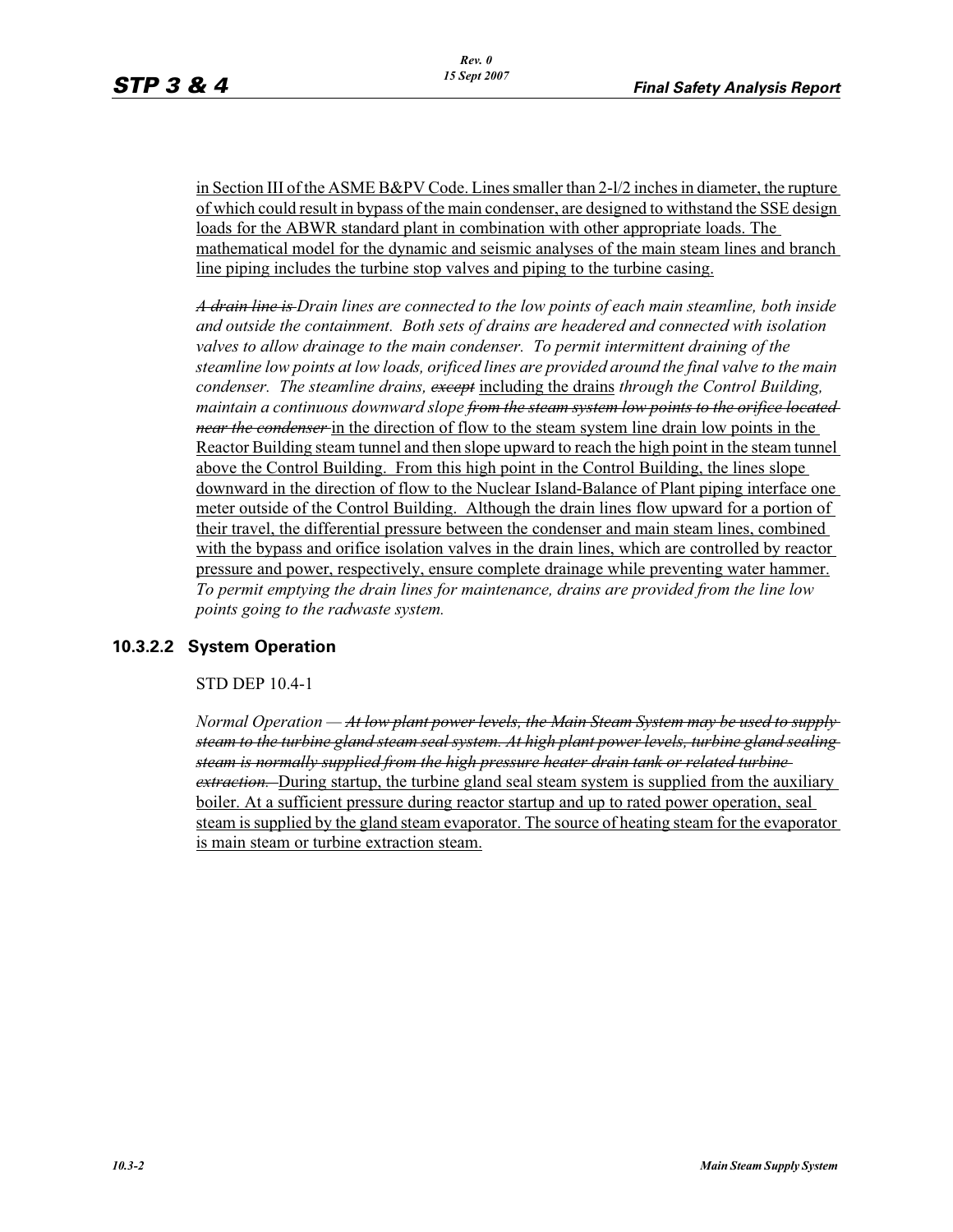in Section III of the ASME B&PV Code. Lines smaller than 2-l/2 inches in diameter, the rupture of which could result in bypass of the main condenser, are designed to withstand the SSE design loads for the ABWR standard plant in combination with other appropriate loads. The mathematical model for the dynamic and seismic analyses of the main steam lines and branch line piping includes the turbine stop valves and piping to the turbine casing.

~~*A drain line is*~~ *Drain lines are connected to the low points of each main steamline, both inside and outside the containment. Both sets of drains are headered and connected with isolation valves to allow drainage to the main condenser. To permit intermittent draining of the steamline low points at low loads, orificed lines are provided around the final valve to the main condenser. The steamline drains,* ~~*except*~~ including the drains *through the Control Building, maintain a continuous downward slope* ~~*from the steam system low points to the orifice located near the condenser*~~ in the direction of flow to the steam system line drain low points in the Reactor Building steam tunnel and then slope upward to reach the high point in the steam tunnel above the Control Building. From this high point in the Control Building, the lines slope downward in the direction of flow to the Nuclear Island-Balance of Plant piping interface one meter outside of the Control Building. Although the drain lines flow upward for a portion of their travel, the differential pressure between the condenser and main steam lines, combined with the bypass and orifice isolation valves in the drain lines, which are controlled by reactor pressure and power, respectively, ensure complete drainage while preventing water hammer. *To permit emptying the drain lines for maintenance, drains are provided from the line low points going to the radwaste system.*

### 10.3.2.2 System Operation

STD DEP 10.4-1

*Normal Operation —* ~~*At low plant power levels, the Main Steam System may be used to supply steam to the turbine gland steam seal system. At high plant power levels, turbine gland sealing steam is normally supplied from the high pressure heater drain tank or related turbine extraction.*~~ During startup, the turbine gland seal steam system is supplied from the auxiliary boiler. At a sufficient pressure during reactor startup and up to rated power operation, seal steam is supplied by the gland steam evaporator. The source of heating steam for the evaporator is main steam or turbine extraction steam.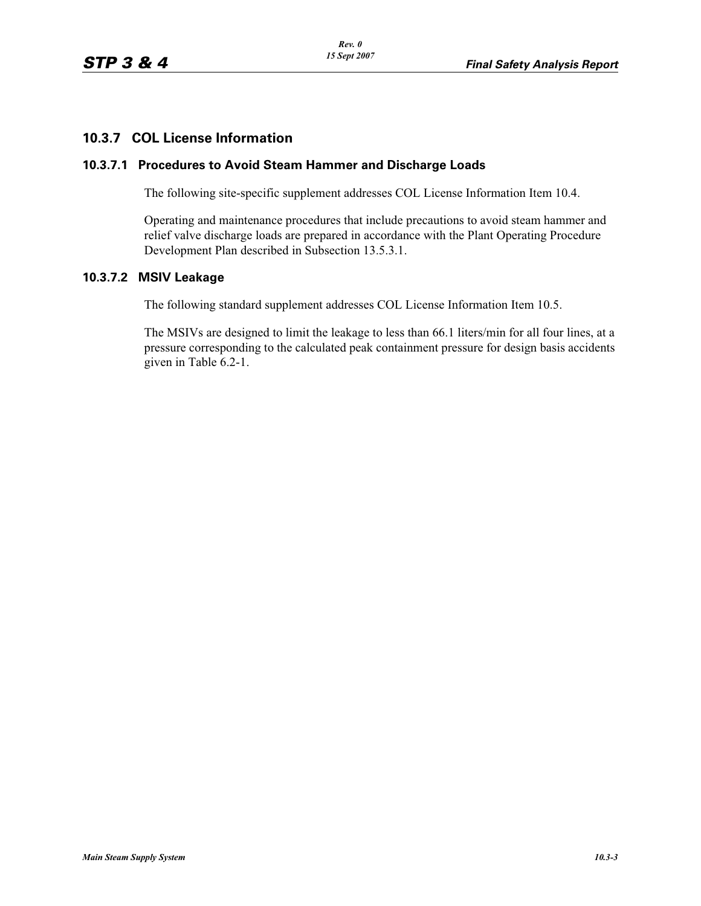## 10.3.7 COL License Information

### 10.3.7.1 Procedures to Avoid Steam Hammer and Discharge Loads

The following site-specific supplement addresses COL License Information Item 10.4.

Operating and maintenance procedures that include precautions to avoid steam hammer and relief valve discharge loads are prepared in accordance with the Plant Operating Procedure Development Plan described in Subsection 13.5.3.1.

### 10.3.7.2 MSIV Leakage

The following standard supplement addresses COL License Information Item 10.5.

The MSIVs are designed to limit the leakage to less than 66.1 liters/min for all four lines, at a pressure corresponding to the calculated peak containment pressure for design basis accidents given in Table 6.2-1.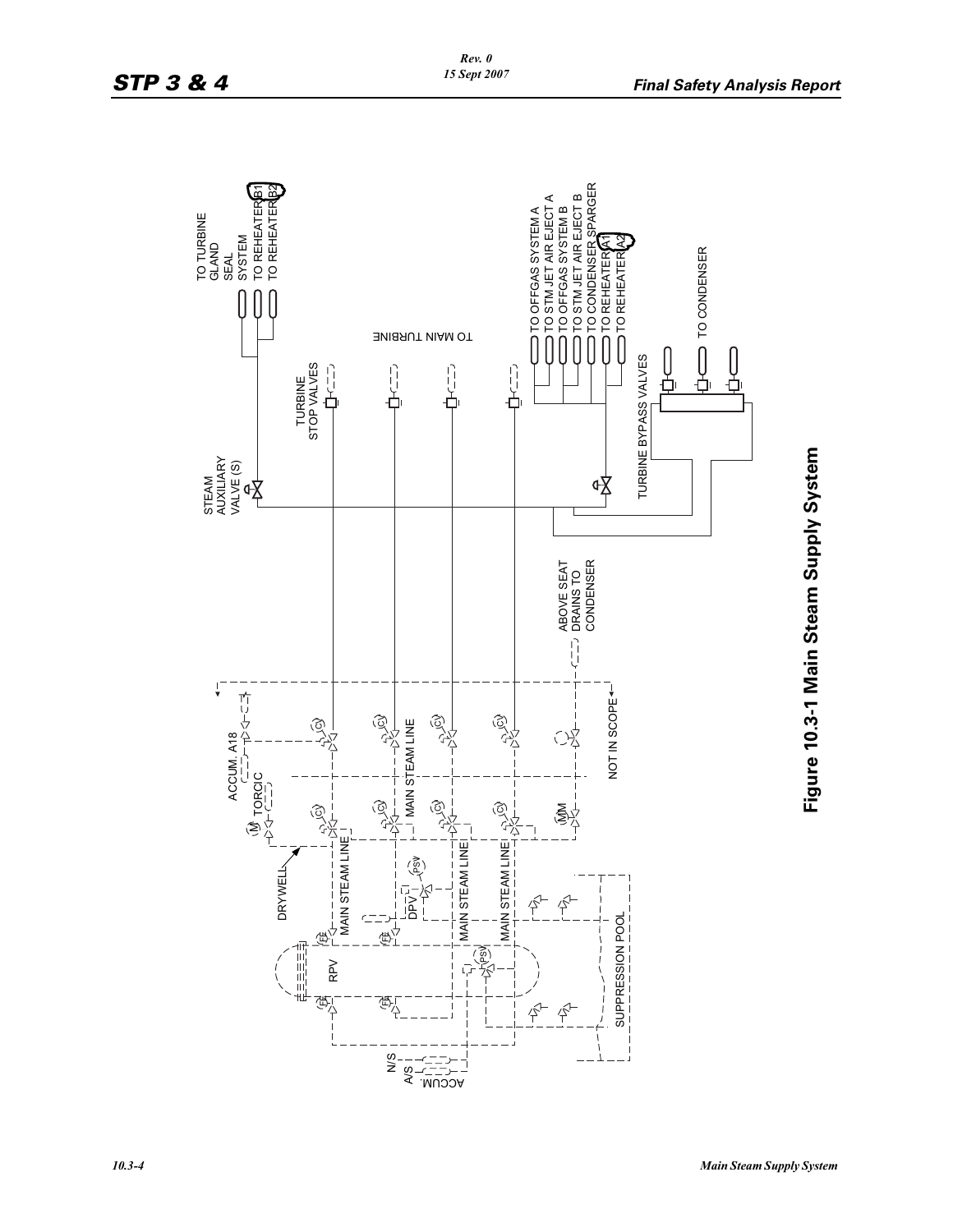**Figure 10.3-1 Main Steam Supply System**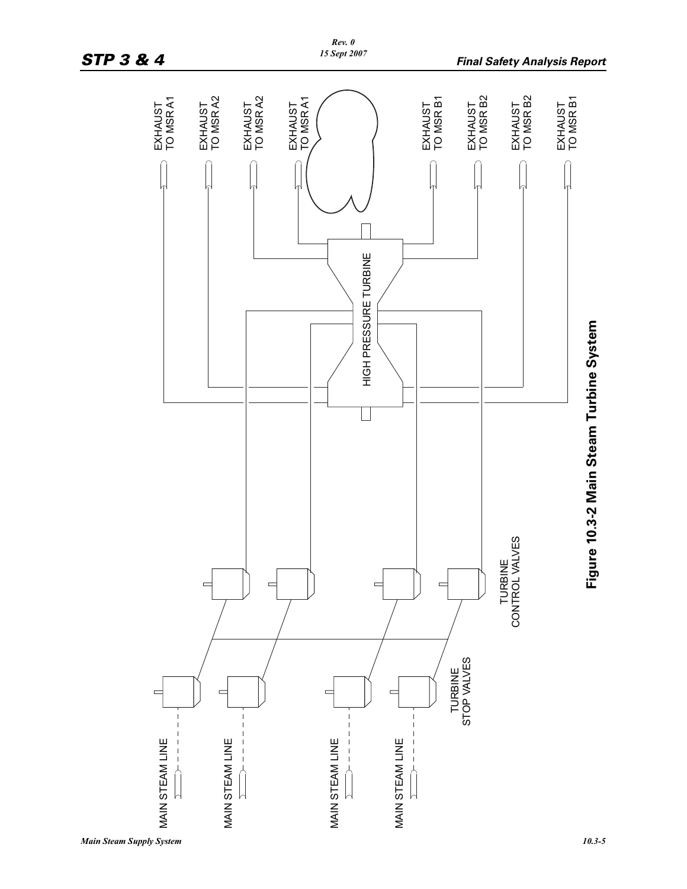EXHAUST TO MSR A1

EXHAUST TO MSR A2

EXHAUST TO MSR A2

EXHAUST TO MSR A1

EXHAUST TO MSR B1

EXHAUST TO MSR B2

EXHAUST TO MSR B2

EXHAUST TO MSR B1

HIGH PRESSURE TURBINE

TURBINE CONTROL VALVES

TURBINE STOP VALVES

MAIN STEAM LINE

MAIN STEAM LINE

MAIN STEAM LINE

MAIN STEAM LINE

**Figure 10.3-2 Main Steam Turbine System**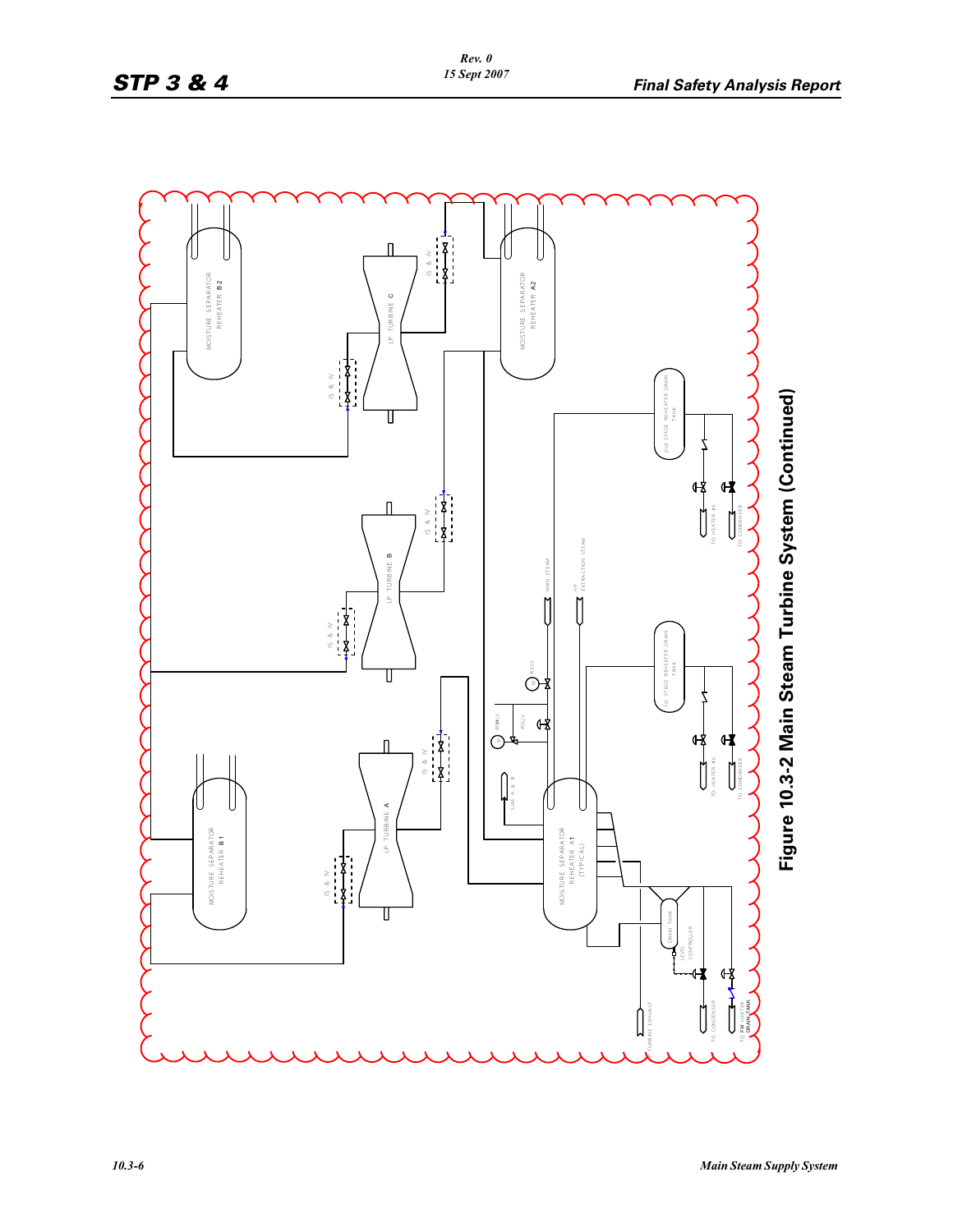MOISTURE SEPARATOR REHEATER B2

IS & IV

LP TURBINE C

IS & IV

MOISTURE SEPARATOR REHEATER A2

IS & IV

LP TURBINE B

IS & IV

2nd STAGE REHEATER DRAIN TANK

TO HEATER #6

TO CONDENSER

MAIN STEAM

HP EXTRACTION STEAM

RSSV

1st STAGE REHEATER DRAIN TANK

RSHLV

RSLLV

TO HEATER #6

TO CONDENSER

IS & IV

LP TURBINE A

SJAE A & B

MOISTURE SEPARATOR REHEATER B1

IS & IV

MOISTURE SEPARATOR REHEATER A1 (TYPICAL)

DRAIN TANK

LEVEL CONTROLLER

TURBINE EXHAUST

TO CONDENSER

TO FW HEATER DRAIN TANK

Figure 10.3-2 Main Steam Turbine System (Continued)